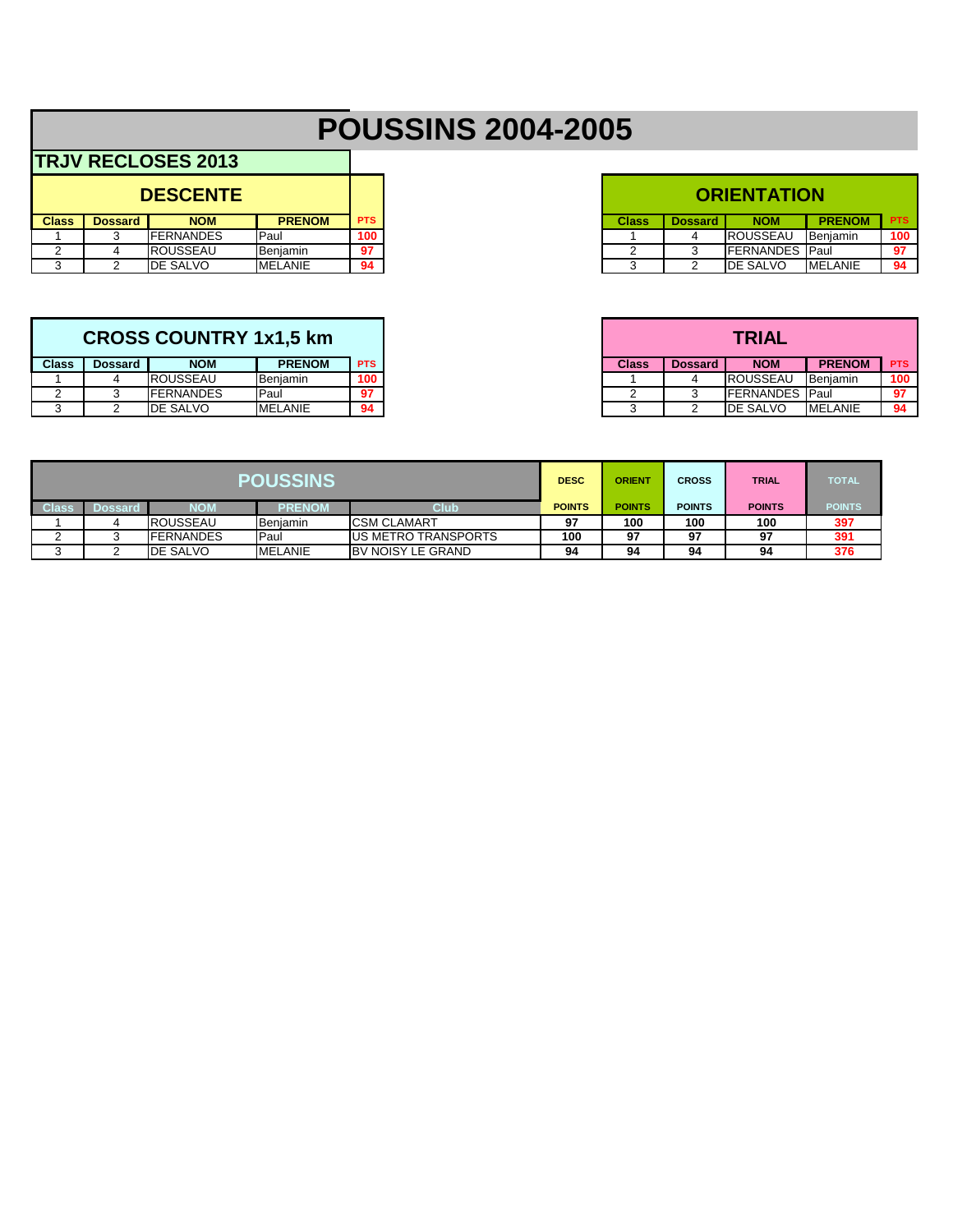# POUSSINS 2004-2005

## TRJV RECLOSES 2013

### DESCENTE

| Class | Dossard | NOM | PRENOM | PTS |
|---|---|---|---|---|
| 1 | 3 | FERNANDES | Paul | 100 |
| 2 | 4 | ROUSSEAU | Benjamin | 97 |
| 3 | 2 | DE SALVO | MELANIE | 94 |

### ORIENTATION

| Class | Dossard | NOM | PRENOM | PTS |
|---|---|---|---|---|
| 1 | 4 | ROUSSEAU | Benjamin | 100 |
| 2 | 3 | FERNANDES | Paul | 97 |
| 3 | 2 | DE SALVO | MELANIE | 94 |

### CROSS COUNTRY 1x1,5 km

| Class | Dossard | NOM | PRENOM | PTS |
|---|---|---|---|---|
| 1 | 4 | ROUSSEAU | Benjamin | 100 |
| 2 | 3 | FERNANDES | Paul | 97 |
| 3 | 2 | DE SALVO | MELANIE | 94 |

### TRIAL

| Class | Dossard | NOM | PRENOM | PTS |
|---|---|---|---|---|
| 1 | 4 | ROUSSEAU | Benjamin | 100 |
| 2 | 3 | FERNANDES | Paul | 97 |
| 3 | 2 | DE SALVO | MELANIE | 94 |

### POUSSINS

| Class | Dossard | NOM | PRENOM | Club | DESC POINTS | ORIENT POINTS | CROSS POINTS | TRIAL POINTS | TOTAL POINTS |
|---|---|---|---|---|---|---|---|---|---|
| 1 | 4 | ROUSSEAU | Benjamin | CSM CLAMART | 97 | 100 | 100 | 100 | 397 |
| 2 | 3 | FERNANDES | Paul | US METRO TRANSPORTS | 100 | 97 | 97 | 97 | 391 |
| 3 | 2 | DE SALVO | MELANIE | BV NOISY LE GRAND | 94 | 94 | 94 | 94 | 376 |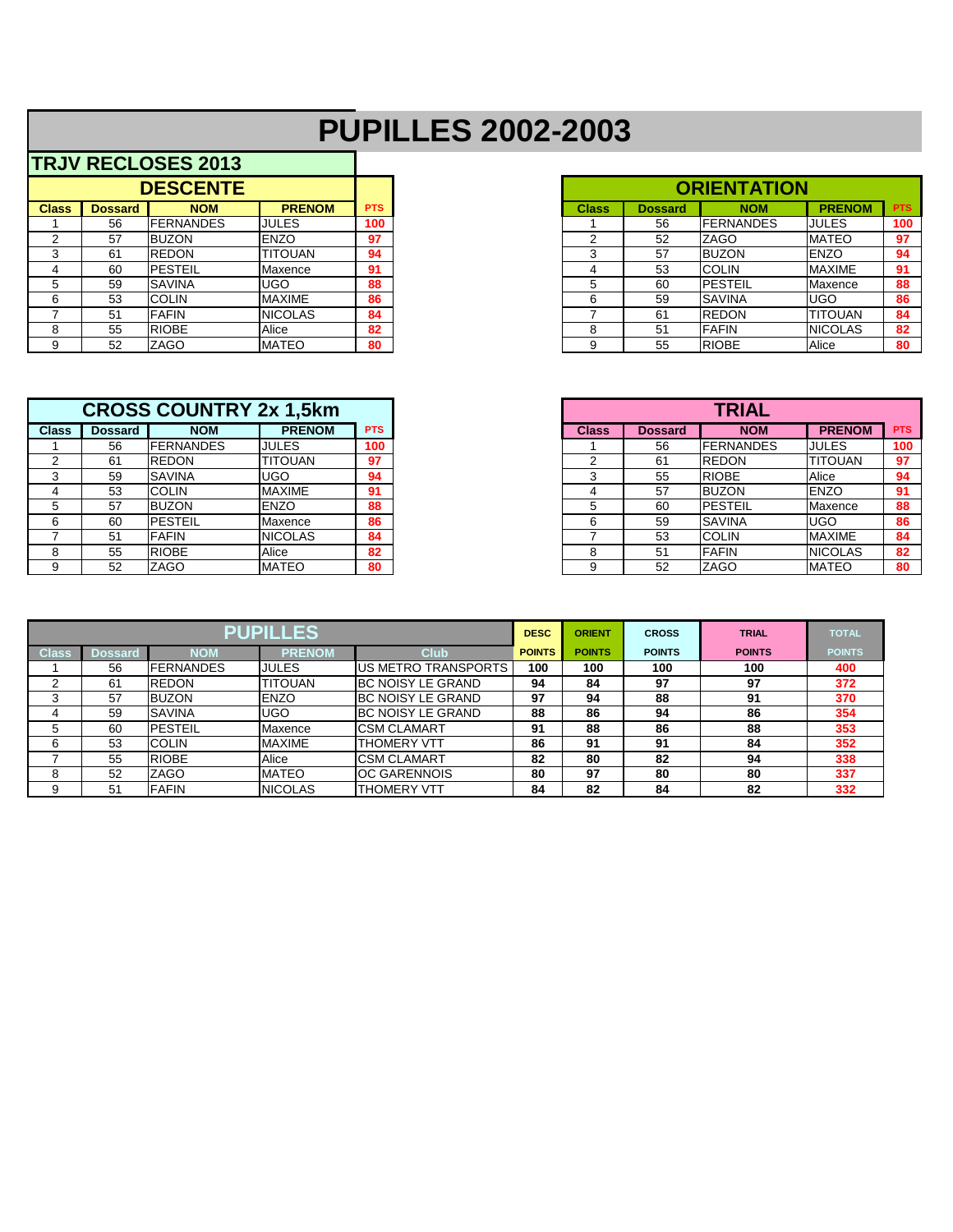# PUPILLES 2002-2003

## TRJV RECLOSES 2013

### DESCENTE

| Class | Dossard | NOM | PRENOM | PTS |
|---|---|---|---|---|
| 1 | 56 | FERNANDES | JULES | 100 |
| 2 | 57 | BUZON | ENZO | 97 |
| 3 | 61 | REDON | TITOUAN | 94 |
| 4 | 60 | PESTEIL | Maxence | 91 |
| 5 | 59 | SAVINA | UGO | 88 |
| 6 | 53 | COLIN | MAXIME | 86 |
| 7 | 51 | FAFIN | NICOLAS | 84 |
| 8 | 55 | RIOBE | Alice | 82 |
| 9 | 52 | ZAGO | MATEO | 80 |

### ORIENTATION

| Class | Dossard | NOM | PRENOM | PTS |
|---|---|---|---|---|
| 1 | 56 | FERNANDES | JULES | 100 |
| 2 | 52 | ZAGO | MATEO | 97 |
| 3 | 57 | BUZON | ENZO | 94 |
| 4 | 53 | COLIN | MAXIME | 91 |
| 5 | 60 | PESTEIL | Maxence | 88 |
| 6 | 59 | SAVINA | UGO | 86 |
| 7 | 61 | REDON | TITOUAN | 84 |
| 8 | 51 | FAFIN | NICOLAS | 82 |
| 9 | 55 | RIOBE | Alice | 80 |

### CROSS COUNTRY 2x 1,5km

| Class | Dossard | NOM | PRENOM | PTS |
|---|---|---|---|---|
| 1 | 56 | FERNANDES | JULES | 100 |
| 2 | 61 | REDON | TITOUAN | 97 |
| 3 | 59 | SAVINA | UGO | 94 |
| 4 | 53 | COLIN | MAXIME | 91 |
| 5 | 57 | BUZON | ENZO | 88 |
| 6 | 60 | PESTEIL | Maxence | 86 |
| 7 | 51 | FAFIN | NICOLAS | 84 |
| 8 | 55 | RIOBE | Alice | 82 |
| 9 | 52 | ZAGO | MATEO | 80 |

### TRIAL

| Class | Dossard | NOM | PRENOM | PTS |
|---|---|---|---|---|
| 1 | 56 | FERNANDES | JULES | 100 |
| 2 | 61 | REDON | TITOUAN | 97 |
| 3 | 55 | RIOBE | Alice | 94 |
| 4 | 57 | BUZON | ENZO | 91 |
| 5 | 60 | PESTEIL | Maxence | 88 |
| 6 | 59 | SAVINA | UGO | 86 |
| 7 | 53 | COLIN | MAXIME | 84 |
| 8 | 51 | FAFIN | NICOLAS | 82 |
| 9 | 52 | ZAGO | MATEO | 80 |

### PUPILLES

| Class | Dossard | NOM | PRENOM | Club | DESC POINTS | ORIENT POINTS | CROSS POINTS | TRIAL POINTS | TOTAL POINTS |
|---|---|---|---|---|---|---|---|---|---|
| 1 | 56 | FERNANDES | JULES | US METRO TRANSPORTS | 100 | 100 | 100 | 100 | 400 |
| 2 | 61 | REDON | TITOUAN | BC NOISY LE GRAND | 94 | 84 | 97 | 97 | 372 |
| 3 | 57 | BUZON | ENZO | BC NOISY LE GRAND | 97 | 94 | 88 | 91 | 370 |
| 4 | 59 | SAVINA | UGO | BC NOISY LE GRAND | 88 | 86 | 94 | 86 | 354 |
| 5 | 60 | PESTEIL | Maxence | CSM CLAMART | 91 | 88 | 86 | 88 | 353 |
| 6 | 53 | COLIN | MAXIME | THOMERY VTT | 86 | 91 | 91 | 84 | 352 |
| 7 | 55 | RIOBE | Alice | CSM CLAMART | 82 | 80 | 82 | 94 | 338 |
| 8 | 52 | ZAGO | MATEO | OC GARENNOIS | 80 | 97 | 80 | 80 | 337 |
| 9 | 51 | FAFIN | NICOLAS | THOMERY VTT | 84 | 82 | 84 | 82 | 332 |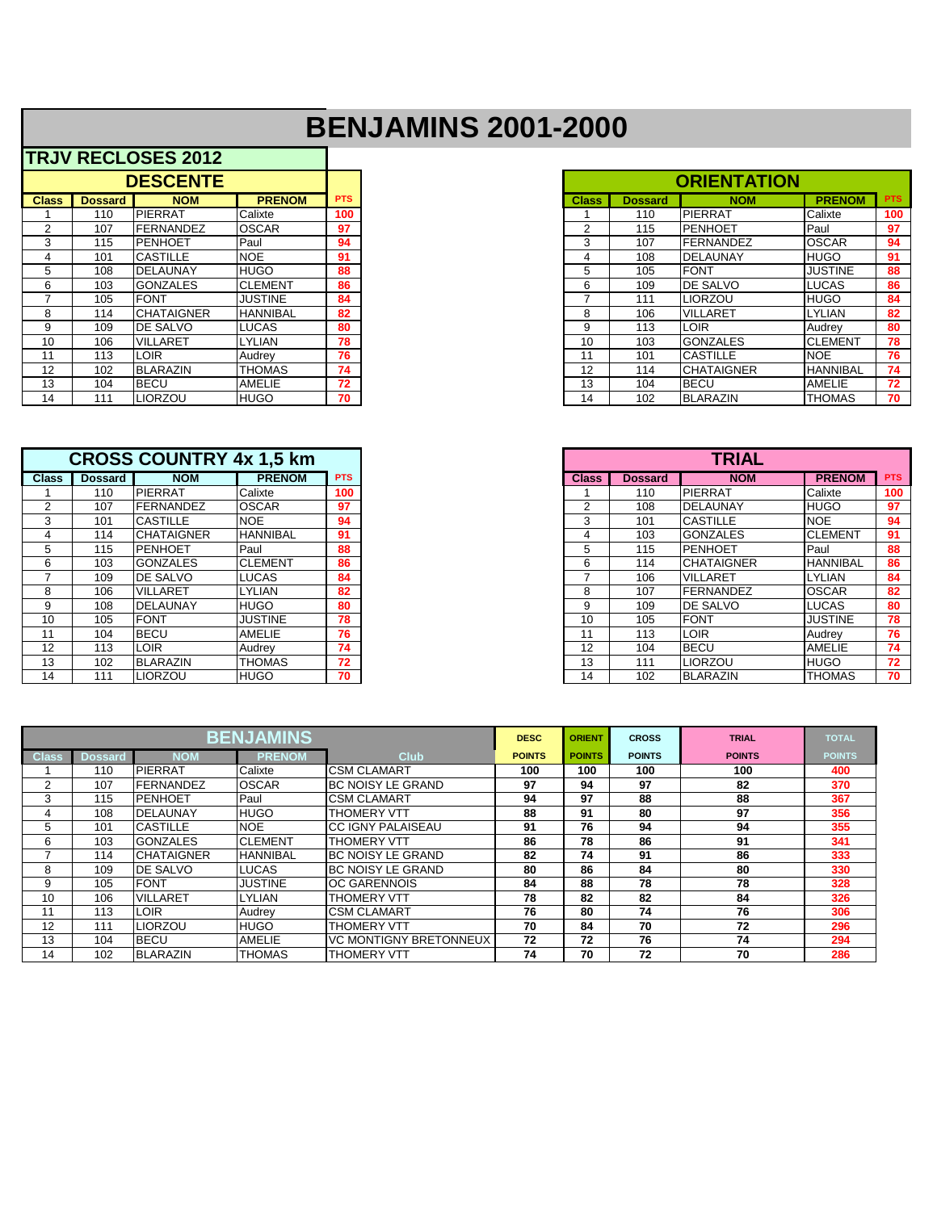# BENJAMINS 2001-2000

## TRJV RECLOSES 2012

### DESCENTE

| Class | Dossard | NOM | PRENOM | PTS |
|---|---|---|---|---|
| 1 | 110 | PIERRAT | Calixte | 100 |
| 2 | 107 | FERNANDEZ | OSCAR | 97 |
| 3 | 115 | PENHOET | Paul | 94 |
| 4 | 101 | CASTILLE | NOE | 91 |
| 5 | 108 | DELAUNAY | HUGO | 88 |
| 6 | 103 | GONZALES | CLEMENT | 86 |
| 7 | 105 | FONT | JUSTINE | 84 |
| 8 | 114 | CHATAIGNER | HANNIBAL | 82 |
| 9 | 109 | DE SALVO | LUCAS | 80 |
| 10 | 106 | VILLARET | LYLIAN | 78 |
| 11 | 113 | LOIR | Audrey | 76 |
| 12 | 102 | BLARAZIN | THOMAS | 74 |
| 13 | 104 | BECU | AMELIE | 72 |
| 14 | 111 | LIORZOU | HUGO | 70 |

### ORIENTATION

| Class | Dossard | NOM | PRENOM | PTS |
|---|---|---|---|---|
| 1 | 110 | PIERRAT | Calixte | 100 |
| 2 | 115 | PENHOET | Paul | 97 |
| 3 | 107 | FERNANDEZ | OSCAR | 94 |
| 4 | 108 | DELAUNAY | HUGO | 91 |
| 5 | 105 | FONT | JUSTINE | 88 |
| 6 | 109 | DE SALVO | LUCAS | 86 |
| 7 | 111 | LIORZOU | HUGO | 84 |
| 8 | 106 | VILLARET | LYLIAN | 82 |
| 9 | 113 | LOIR | Audrey | 80 |
| 10 | 103 | GONZALES | CLEMENT | 78 |
| 11 | 101 | CASTILLE | NOE | 76 |
| 12 | 114 | CHATAIGNER | HANNIBAL | 74 |
| 13 | 104 | BECU | AMELIE | 72 |
| 14 | 102 | BLARAZIN | THOMAS | 70 |

### CROSS COUNTRY 4x 1,5 km

| Class | Dossard | NOM | PRENOM | PTS |
|---|---|---|---|---|
| 1 | 110 | PIERRAT | Calixte | 100 |
| 2 | 107 | FERNANDEZ | OSCAR | 97 |
| 3 | 101 | CASTILLE | NOE | 94 |
| 4 | 114 | CHATAIGNER | HANNIBAL | 91 |
| 5 | 115 | PENHOET | Paul | 88 |
| 6 | 103 | GONZALES | CLEMENT | 86 |
| 7 | 109 | DE SALVO | LUCAS | 84 |
| 8 | 106 | VILLARET | LYLIAN | 82 |
| 9 | 108 | DELAUNAY | HUGO | 80 |
| 10 | 105 | FONT | JUSTINE | 78 |
| 11 | 104 | BECU | AMELIE | 76 |
| 12 | 113 | LOIR | Audrey | 74 |
| 13 | 102 | BLARAZIN | THOMAS | 72 |
| 14 | 111 | LIORZOU | HUGO | 70 |

### TRIAL

| Class | Dossard | NOM | PRENOM | PTS |
|---|---|---|---|---|
| 1 | 110 | PIERRAT | Calixte | 100 |
| 2 | 108 | DELAUNAY | HUGO | 97 |
| 3 | 101 | CASTILLE | NOE | 94 |
| 4 | 103 | GONZALES | CLEMENT | 91 |
| 5 | 115 | PENHOET | Paul | 88 |
| 6 | 114 | CHATAIGNER | HANNIBAL | 86 |
| 7 | 106 | VILLARET | LYLIAN | 84 |
| 8 | 107 | FERNANDEZ | OSCAR | 82 |
| 9 | 109 | DE SALVO | LUCAS | 80 |
| 10 | 105 | FONT | JUSTINE | 78 |
| 11 | 113 | LOIR | Audrey | 76 |
| 12 | 104 | BECU | AMELIE | 74 |
| 13 | 111 | LIORZOU | HUGO | 72 |
| 14 | 102 | BLARAZIN | THOMAS | 70 |

### BENJAMINS

| Class | Dossard | NOM | PRENOM | Club | DESC POINTS | ORIENT POINTS | CROSS POINTS | TRIAL POINTS | TOTAL POINTS |
|---|---|---|---|---|---|---|---|---|---|
| 1 | 110 | PIERRAT | Calixte | CSM CLAMART | 100 | 100 | 100 | 100 | 400 |
| 2 | 107 | FERNANDEZ | OSCAR | BC NOISY LE GRAND | 97 | 94 | 97 | 82 | 370 |
| 3 | 115 | PENHOET | Paul | CSM CLAMART | 94 | 97 | 88 | 88 | 367 |
| 4 | 108 | DELAUNAY | HUGO | THOMERY VTT | 88 | 91 | 80 | 97 | 356 |
| 5 | 101 | CASTILLE | NOE | CC IGNY PALAISEAU | 91 | 76 | 94 | 94 | 355 |
| 6 | 103 | GONZALES | CLEMENT | THOMERY VTT | 86 | 78 | 86 | 91 | 341 |
| 7 | 114 | CHATAIGNER | HANNIBAL | BC NOISY LE GRAND | 82 | 74 | 91 | 86 | 333 |
| 8 | 109 | DE SALVO | LUCAS | BC NOISY LE GRAND | 80 | 86 | 84 | 80 | 330 |
| 9 | 105 | FONT | JUSTINE | OC GARENNOIS | 84 | 88 | 78 | 78 | 328 |
| 10 | 106 | VILLARET | LYLIAN | THOMERY VTT | 78 | 82 | 82 | 84 | 326 |
| 11 | 113 | LOIR | Audrey | CSM CLAMART | 76 | 80 | 74 | 76 | 306 |
| 12 | 111 | LIORZOU | HUGO | THOMERY VTT | 70 | 84 | 70 | 72 | 296 |
| 13 | 104 | BECU | AMELIE | VC MONTIGNY BRETONNEUX | 72 | 72 | 76 | 74 | 294 |
| 14 | 102 | BLARAZIN | THOMAS | THOMERY VTT | 74 | 70 | 72 | 70 | 286 |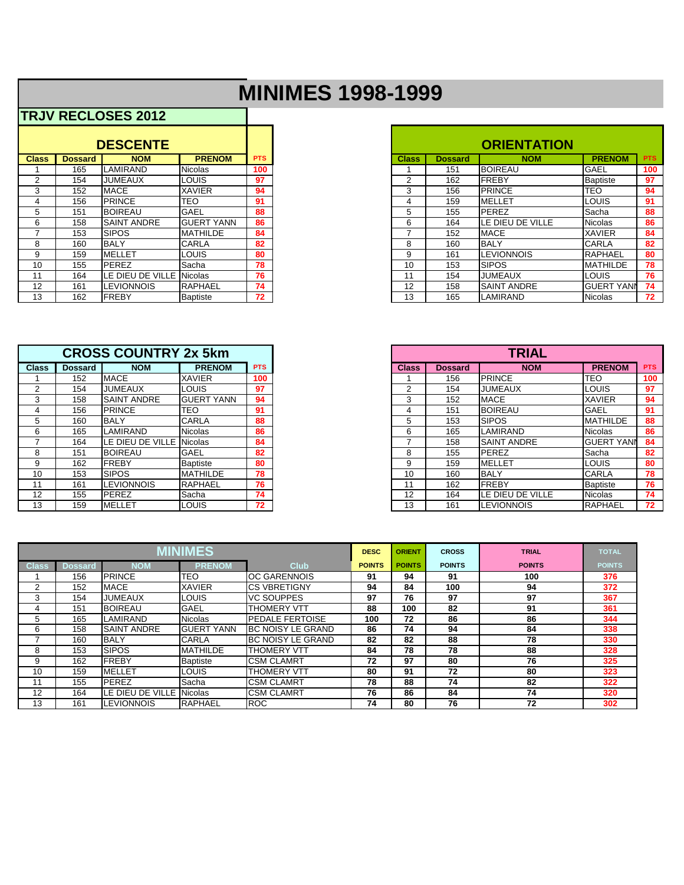# MINIMES 1998-1999

## TRJV RECLOSES 2012

### DESCENTE

| Class | Dossard | NOM | PRENOM | PTS |
|---|---|---|---|---|
| 1 | 165 | LAMIRAND | Nicolas | 100 |
| 2 | 154 | JUMEAUX | LOUIS | 97 |
| 3 | 152 | MACE | XAVIER | 94 |
| 4 | 156 | PRINCE | TEO | 91 |
| 5 | 151 | BOIREAU | GAEL | 88 |
| 6 | 158 | SAINT ANDRE | GUERT YANN | 86 |
| 7 | 153 | SIPOS | MATHILDE | 84 |
| 8 | 160 | BALY | CARLA | 82 |
| 9 | 159 | MELLET | LOUIS | 80 |
| 10 | 155 | PEREZ | Sacha | 78 |
| 11 | 164 | LE DIEU DE VILLE | Nicolas | 76 |
| 12 | 161 | LEVIONNOIS | RAPHAEL | 74 |
| 13 | 162 | FREBY | Baptiste | 72 |

### ORIENTATION

| Class | Dossard | NOM | PRENOM | PTS |
|---|---|---|---|---|
| 1 | 151 | BOIREAU | GAEL | 100 |
| 2 | 162 | FREBY | Baptiste | 97 |
| 3 | 156 | PRINCE | TEO | 94 |
| 4 | 159 | MELLET | LOUIS | 91 |
| 5 | 155 | PEREZ | Sacha | 88 |
| 6 | 164 | LE DIEU DE VILLE | Nicolas | 86 |
| 7 | 152 | MACE | XAVIER | 84 |
| 8 | 160 | BALY | CARLA | 82 |
| 9 | 161 | LEVIONNOIS | RAPHAEL | 80 |
| 10 | 153 | SIPOS | MATHILDE | 78 |
| 11 | 154 | JUMEAUX | LOUIS | 76 |
| 12 | 158 | SAINT ANDRE | GUERT YANN | 74 |
| 13 | 165 | LAMIRAND | Nicolas | 72 |

### CROSS COUNTRY 2x 5km

| Class | Dossard | NOM | PRENOM | PTS |
|---|---|---|---|---|
| 1 | 152 | MACE | XAVIER | 100 |
| 2 | 154 | JUMEAUX | LOUIS | 97 |
| 3 | 158 | SAINT ANDRE | GUERT YANN | 94 |
| 4 | 156 | PRINCE | TEO | 91 |
| 5 | 160 | BALY | CARLA | 88 |
| 6 | 165 | LAMIRAND | Nicolas | 86 |
| 7 | 164 | LE DIEU DE VILLE | Nicolas | 84 |
| 8 | 151 | BOIREAU | GAEL | 82 |
| 9 | 162 | FREBY | Baptiste | 80 |
| 10 | 153 | SIPOS | MATHILDE | 78 |
| 11 | 161 | LEVIONNOIS | RAPHAEL | 76 |
| 12 | 155 | PEREZ | Sacha | 74 |
| 13 | 159 | MELLET | LOUIS | 72 |

### TRIAL

| Class | Dossard | NOM | PRENOM | PTS |
|---|---|---|---|---|
| 1 | 156 | PRINCE | TEO | 100 |
| 2 | 154 | JUMEAUX | LOUIS | 97 |
| 3 | 152 | MACE | XAVIER | 94 |
| 4 | 151 | BOIREAU | GAEL | 91 |
| 5 | 153 | SIPOS | MATHILDE | 88 |
| 6 | 165 | LAMIRAND | Nicolas | 86 |
| 7 | 158 | SAINT ANDRE | GUERT YANN | 84 |
| 8 | 155 | PEREZ | Sacha | 82 |
| 9 | 159 | MELLET | LOUIS | 80 |
| 10 | 160 | BALY | CARLA | 78 |
| 11 | 162 | FREBY | Baptiste | 76 |
| 12 | 164 | LE DIEU DE VILLE | Nicolas | 74 |
| 13 | 161 | LEVIONNOIS | RAPHAEL | 72 |

### MINIMES

| Class | Dossard | NOM | PRENOM | Club | DESC POINTS | ORIENT POINTS | CROSS POINTS | TRIAL POINTS | TOTAL POINTS |
|---|---|---|---|---|---|---|---|---|---|
| 1 | 156 | PRINCE | TEO | OC GARENNOIS | 91 | 94 | 91 | 100 | 376 |
| 2 | 152 | MACE | XAVIER | CS VBRETIGNY | 94 | 84 | 100 | 94 | 372 |
| 3 | 154 | JUMEAUX | LOUIS | VC SOUPPES | 97 | 76 | 97 | 97 | 367 |
| 4 | 151 | BOIREAU | GAEL | THOMERY VTT | 88 | 100 | 82 | 91 | 361 |
| 5 | 165 | LAMIRAND | Nicolas | PEDALE FERTOISE | 100 | 72 | 86 | 86 | 344 |
| 6 | 158 | SAINT ANDRE | GUERT YANN | BC NOISY LE GRAND | 86 | 74 | 94 | 84 | 338 |
| 7 | 160 | BALY | CARLA | BC NOISY LE GRAND | 82 | 82 | 88 | 78 | 330 |
| 8 | 153 | SIPOS | MATHILDE | THOMERY VTT | 84 | 78 | 78 | 88 | 328 |
| 9 | 162 | FREBY | Baptiste | CSM CLAMRT | 72 | 97 | 80 | 76 | 325 |
| 10 | 159 | MELLET | LOUIS | THOMERY VTT | 80 | 91 | 72 | 80 | 323 |
| 11 | 155 | PEREZ | Sacha | CSM CLAMRT | 78 | 88 | 74 | 82 | 322 |
| 12 | 164 | LE DIEU DE VILLE | Nicolas | CSM CLAMRT | 76 | 86 | 84 | 74 | 320 |
| 13 | 161 | LEVIONNOIS | RAPHAEL | ROC | 74 | 80 | 76 | 72 | 302 |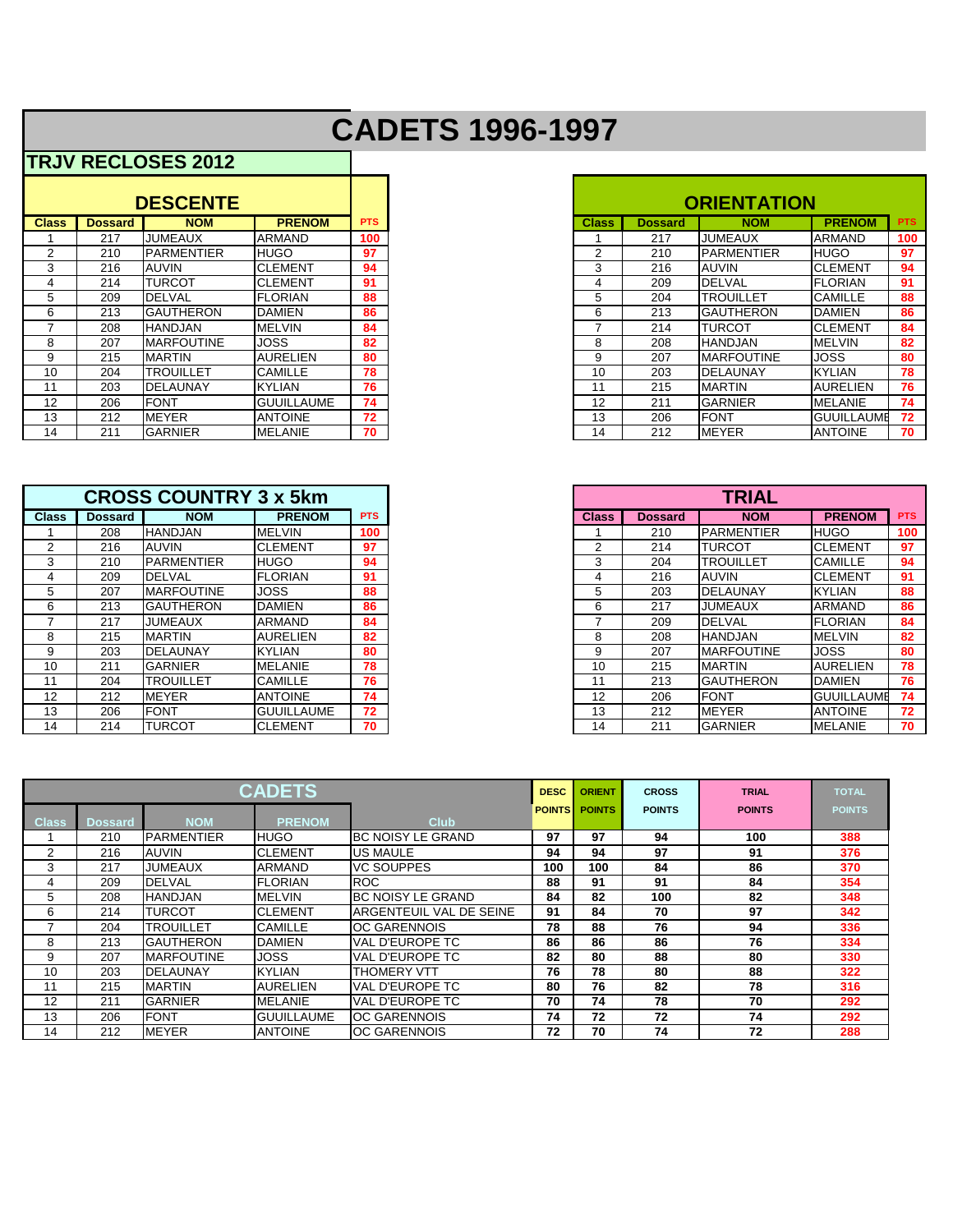# CADETS 1996-1997

## TRJV RECLOSES 2012

### DESCENTE

| Class | Dossard | NOM | PRENOM | PTS |
|---|---|---|---|---|
| 1 | 217 | JUMEAUX | ARMAND | 100 |
| 2 | 210 | PARMENTIER | HUGO | 97 |
| 3 | 216 | AUVIN | CLEMENT | 94 |
| 4 | 214 | TURCOT | CLEMENT | 91 |
| 5 | 209 | DELVAL | FLORIAN | 88 |
| 6 | 213 | GAUTHERON | DAMIEN | 86 |
| 7 | 208 | HANDJAN | MELVIN | 84 |
| 8 | 207 | MARFOUTINE | JOSS | 82 |
| 9 | 215 | MARTIN | AURELIEN | 80 |
| 10 | 204 | TROUILLET | CAMILLE | 78 |
| 11 | 203 | DELAUNAY | KYLIAN | 76 |
| 12 | 206 | FONT | GUUILLAUME | 74 |
| 13 | 212 | MEYER | ANTOINE | 72 |
| 14 | 211 | GARNIER | MELANIE | 70 |

### ORIENTATION

| Class | Dossard | NOM | PRENOM | PTS |
|---|---|---|---|---|
| 1 | 217 | JUMEAUX | ARMAND | 100 |
| 2 | 210 | PARMENTIER | HUGO | 97 |
| 3 | 216 | AUVIN | CLEMENT | 94 |
| 4 | 209 | DELVAL | FLORIAN | 91 |
| 5 | 204 | TROUILLET | CAMILLE | 88 |
| 6 | 213 | GAUTHERON | DAMIEN | 86 |
| 7 | 214 | TURCOT | CLEMENT | 84 |
| 8 | 208 | HANDJAN | MELVIN | 82 |
| 9 | 207 | MARFOUTINE | JOSS | 80 |
| 10 | 203 | DELAUNAY | KYLIAN | 78 |
| 11 | 215 | MARTIN | AURELIEN | 76 |
| 12 | 211 | GARNIER | MELANIE | 74 |
| 13 | 206 | FONT | GUUILLAUME | 72 |
| 14 | 212 | MEYER | ANTOINE | 70 |

### CROSS COUNTRY 3 x 5km

| Class | Dossard | NOM | PRENOM | PTS |
|---|---|---|---|---|
| 1 | 208 | HANDJAN | MELVIN | 100 |
| 2 | 216 | AUVIN | CLEMENT | 97 |
| 3 | 210 | PARMENTIER | HUGO | 94 |
| 4 | 209 | DELVAL | FLORIAN | 91 |
| 5 | 207 | MARFOUTINE | JOSS | 88 |
| 6 | 213 | GAUTHERON | DAMIEN | 86 |
| 7 | 217 | JUMEAUX | ARMAND | 84 |
| 8 | 215 | MARTIN | AURELIEN | 82 |
| 9 | 203 | DELAUNAY | KYLIAN | 80 |
| 10 | 211 | GARNIER | MELANIE | 78 |
| 11 | 204 | TROUILLET | CAMILLE | 76 |
| 12 | 212 | MEYER | ANTOINE | 74 |
| 13 | 206 | FONT | GUUILLAUME | 72 |
| 14 | 214 | TURCOT | CLEMENT | 70 |

### TRIAL

| Class | Dossard | NOM | PRENOM | PTS |
|---|---|---|---|---|
| 1 | 210 | PARMENTIER | HUGO | 100 |
| 2 | 214 | TURCOT | CLEMENT | 97 |
| 3 | 204 | TROUILLET | CAMILLE | 94 |
| 4 | 216 | AUVIN | CLEMENT | 91 |
| 5 | 203 | DELAUNAY | KYLIAN | 88 |
| 6 | 217 | JUMEAUX | ARMAND | 86 |
| 7 | 209 | DELVAL | FLORIAN | 84 |
| 8 | 208 | HANDJAN | MELVIN | 82 |
| 9 | 207 | MARFOUTINE | JOSS | 80 |
| 10 | 215 | MARTIN | AURELIEN | 78 |
| 11 | 213 | GAUTHERON | DAMIEN | 76 |
| 12 | 206 | FONT | GUUILLAUME | 74 |
| 13 | 212 | MEYER | ANTOINE | 72 |
| 14 | 211 | GARNIER | MELANIE | 70 |

### CADETS

| Class | Dossard | NOM | PRENOM | Club | DESC POINTS | ORIENT POINTS | CROSS POINTS | TRIAL POINTS | TOTAL POINTS |
|---|---|---|---|---|---|---|---|---|---|
| 1 | 210 | PARMENTIER | HUGO | BC NOISY LE GRAND | 97 | 97 | 94 | 100 | 388 |
| 2 | 216 | AUVIN | CLEMENT | US MAULE | 94 | 94 | 97 | 91 | 376 |
| 3 | 217 | JUMEAUX | ARMAND | VC SOUPPES | 100 | 100 | 84 | 86 | 370 |
| 4 | 209 | DELVAL | FLORIAN | ROC | 88 | 91 | 91 | 84 | 354 |
| 5 | 208 | HANDJAN | MELVIN | BC NOISY LE GRAND | 84 | 82 | 100 | 82 | 348 |
| 6 | 214 | TURCOT | CLEMENT | ARGENTEUIL VAL DE SEINE | 91 | 84 | 70 | 97 | 342 |
| 7 | 204 | TROUILLET | CAMILLE | OC GARENNOIS | 78 | 88 | 76 | 94 | 336 |
| 8 | 213 | GAUTHERON | DAMIEN | VAL D'EUROPE TC | 86 | 86 | 86 | 76 | 334 |
| 9 | 207 | MARFOUTINE | JOSS | VAL D'EUROPE TC | 82 | 80 | 88 | 80 | 330 |
| 10 | 203 | DELAUNAY | KYLIAN | THOMERY VTT | 76 | 78 | 80 | 88 | 322 |
| 11 | 215 | MARTIN | AURELIEN | VAL D'EUROPE TC | 80 | 76 | 82 | 78 | 316 |
| 12 | 211 | GARNIER | MELANIE | VAL D'EUROPE TC | 70 | 74 | 78 | 70 | 292 |
| 13 | 206 | FONT | GUUILLAUME | OC GARENNOIS | 74 | 72 | 72 | 74 | 292 |
| 14 | 212 | MEYER | ANTOINE | OC GARENNOIS | 72 | 70 | 74 | 72 | 288 |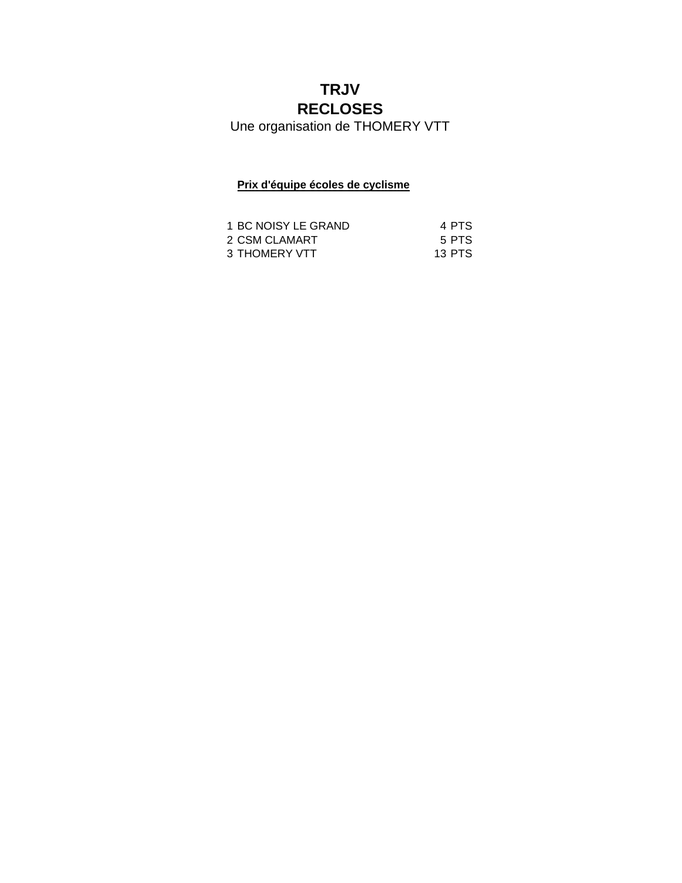# TRJV
# RECLOSES

Une organisation de THOMERY VTT

**Prix d'équipe écoles de cyclisme**

| | | | |
|---|---|---|---|
| 1 | BC NOISY LE GRAND | 4 | PTS |
| 2 | CSM CLAMART | 5 | PTS |
| 3 | THOMERY VTT | 13 | PTS |